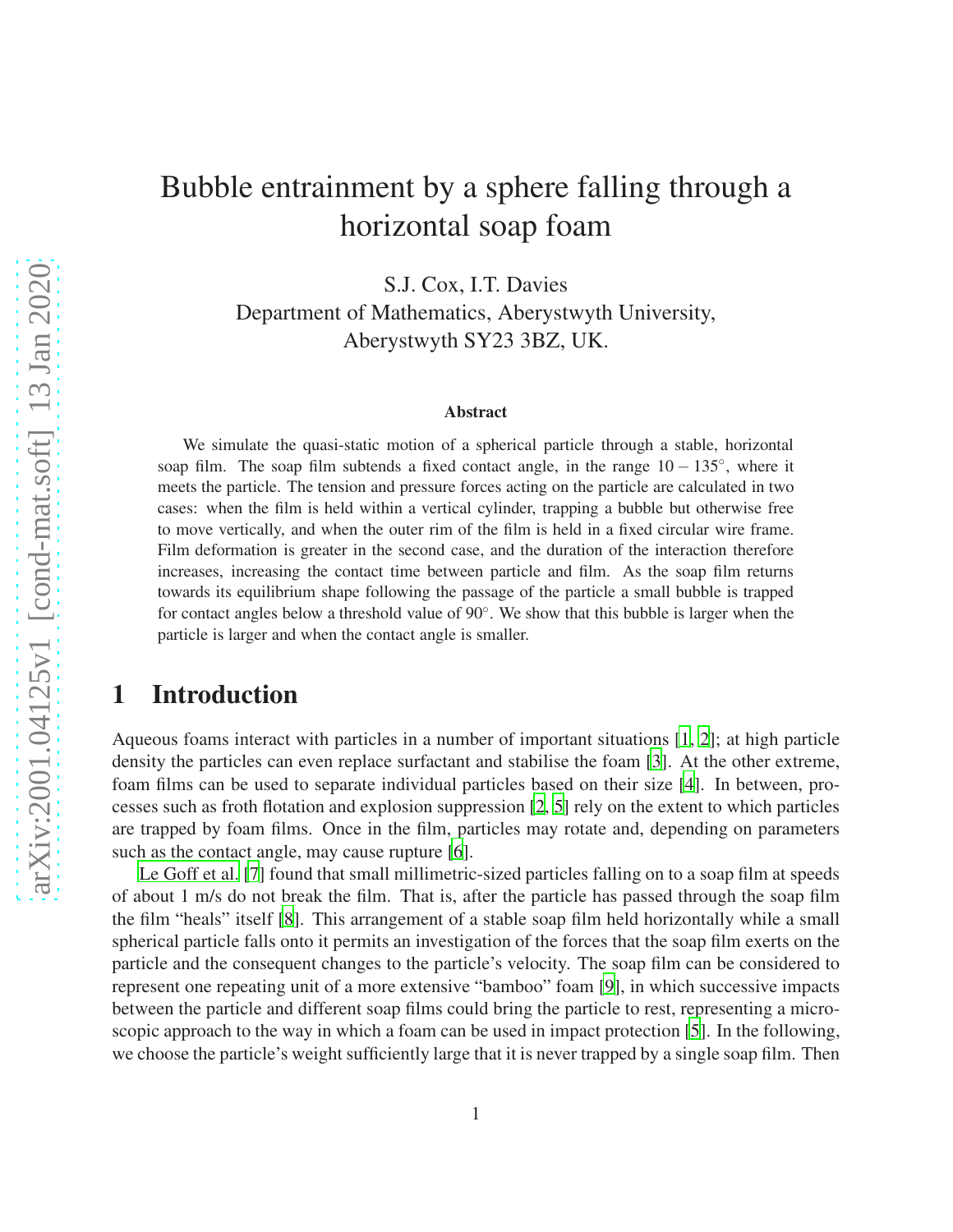# Bubble entrainment by a sphere falling through a horizontal soap foam

S.J. Cox, I.T. Davies
Department of Mathematics, Aberystwyth University,
Aberystwyth SY23 3BZ, UK.

### Abstract

We simulate the quasi-static motion of a spherical particle through a stable, horizontal soap film. The soap film subtends a fixed contact angle, in the range $10-135^\circ$, where it meets the particle. The tension and pressure forces acting on the particle are calculated in two cases: when the film is held within a vertical cylinder, trapping a bubble but otherwise free to move vertically, and when the outer rim of the film is held in a fixed circular wire frame. Film deformation is greater in the second case, and the duration of the interaction therefore increases, increasing the contact time between particle and film. As the soap film returns towards its equilibrium shape following the passage of the particle a small bubble is trapped for contact angles below a threshold value of $90^\circ$. We show that this bubble is larger when the particle is larger and when the contact angle is smaller.

## 1 Introduction

Aqueous foams interact with particles in a number of important situations [1, 2]; at high particle density the particles can even replace surfactant and stabilise the foam [3]. At the other extreme, foam films can be used to separate individual particles based on their size [4]. In between, processes such as froth flotation and explosion suppression [2, 5] rely on the extent to which particles are trapped by foam films. Once in the film, particles may rotate and, depending on parameters such as the contact angle, may cause rupture [6].

Le Goff et al. [7] found that small millimetric-sized particles falling on to a soap film at speeds of about 1 m/s do not break the film. That is, after the particle has passed through the soap film the film "heals" itself [8]. This arrangement of a stable soap film held horizontally while a small spherical particle falls onto it permits an investigation of the forces that the soap film exerts on the particle and the consequent changes to the particle's velocity. The soap film can be considered to represent one repeating unit of a more extensive "bamboo" foam [9], in which successive impacts between the particle and different soap films could bring the particle to rest, representing a microscopic approach to the way in which a foam can be used in impact protection [5]. In the following, we choose the particle's weight sufficiently large that it is never trapped by a single soap film. Then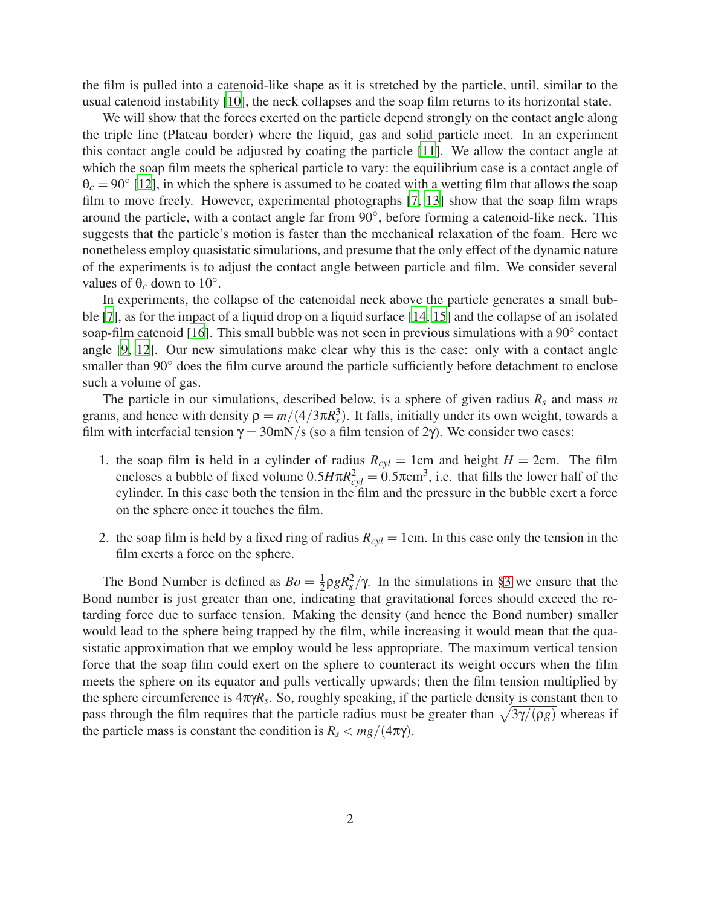the film is pulled into a catenoid-like shape as it is stretched by the particle, until, similar to the usual catenoid instability [10], the neck collapses and the soap film returns to its horizontal state.

We will show that the forces exerted on the particle depend strongly on the contact angle along the triple line (Plateau border) where the liquid, gas and solid particle meet. In an experiment this contact angle could be adjusted by coating the particle [11]. We allow the contact angle at which the soap film meets the spherical particle to vary: the equilibrium case is a contact angle of $\theta_c = 90^\circ$ [12], in which the sphere is assumed to be coated with a wetting film that allows the soap film to move freely. However, experimental photographs [7, 13] show that the soap film wraps around the particle, with a contact angle far from $90^\circ$, before forming a catenoid-like neck. This suggests that the particle's motion is faster than the mechanical relaxation of the foam. Here we nonetheless employ quasistatic simulations, and presume that the only effect of the dynamic nature of the experiments is to adjust the contact angle between particle and film. We consider several values of $\theta_c$ down to $10^\circ$.

In experiments, the collapse of the catenoidal neck above the particle generates a small bubble [7], as for the impact of a liquid drop on a liquid surface [14, 15] and the collapse of an isolated soap-film catenoid [16]. This small bubble was not seen in previous simulations with a $90^\circ$ contact angle [9, 12]. Our new simulations make clear why this is the case: only with a contact angle smaller than $90^\circ$ does the film curve around the particle sufficiently before detachment to enclose such a volume of gas.

The particle in our simulations, described below, is a sphere of given radius $R_s$ and mass $m$ grams, and hence with density $\rho = m/(4/3\pi R_s^3)$. It falls, initially under its own weight, towards a film with interfacial tension $\gamma = 30$mN/s (so a film tension of $2\gamma$). We consider two cases:

1. the soap film is held in a cylinder of radius $R_{cyl} = 1$cm and height $H = 2$cm. The film encloses a bubble of fixed volume $0.5H\pi R_{cyl}^2 = 0.5\pi\text{cm}^3$, i.e. that fills the lower half of the cylinder. In this case both the tension in the film and the pressure in the bubble exert a force on the sphere once it touches the film.

2. the soap film is held by a fixed ring of radius $R_{cyl} = 1$cm. In this case only the tension in the film exerts a force on the sphere.

The Bond Number is defined as $Bo = \frac{1}{2}\rho g R_s^2/\gamma$. In the simulations in §3 we ensure that the Bond number is just greater than one, indicating that gravitational forces should exceed the retarding force due to surface tension. Making the density (and hence the Bond number) smaller would lead to the sphere being trapped by the film, while increasing it would mean that the quasistatic approximation that we employ would be less appropriate. The maximum vertical tension force that the soap film could exert on the sphere to counteract its weight occurs when the film meets the sphere on its equator and pulls vertically upwards; then the film tension multiplied by the sphere circumference is $4\pi\gamma R_s$. So, roughly speaking, if the particle density is constant then to pass through the film requires that the particle radius must be greater than $\sqrt{3\gamma/(\rho g)}$ whereas if the particle mass is constant the condition is $R_s < mg/(4\pi\gamma)$.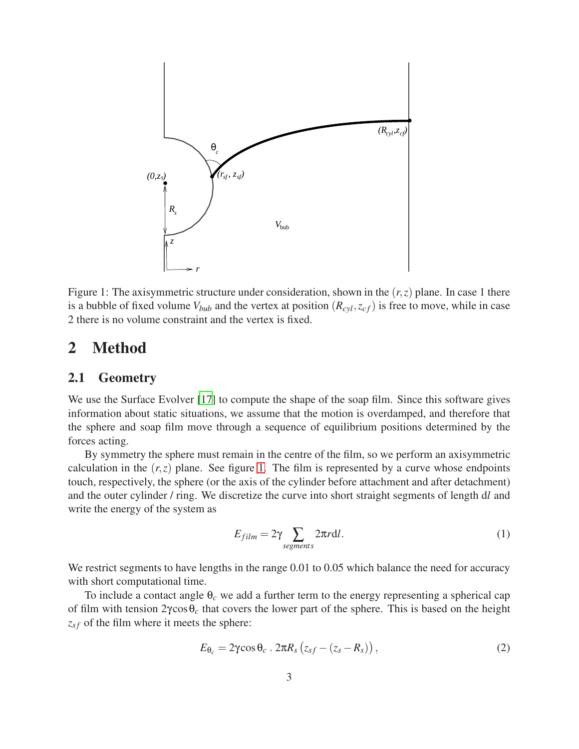Figure 1: The axisymmetric structure under consideration, shown in the $(r,z)$ plane. In case 1 there is a bubble of fixed volume $V_{bub}$ and the vertex at position $(R_{cyl}, z_{cf})$ is free to move, while in case 2 there is no volume constraint and the vertex is fixed.

# 2 Method

## 2.1 Geometry

We use the Surface Evolver [17] to compute the shape of the soap film. Since this software gives information about static situations, we assume that the motion is overdamped, and therefore that the sphere and soap film move through a sequence of equilibrium positions determined by the forces acting.

By symmetry the sphere must remain in the centre of the film, so we perform an axisymmetric calculation in the $(r,z)$ plane. See figure 1. The film is represented by a curve whose endpoints touch, respectively, the sphere (or the axis of the cylinder before attachment and after detachment) and the outer cylinder / ring. We discretize the curve into short straight segments of length d$l$ and write the energy of the system as

$$E_{film} = 2\gamma \sum_{segments} 2\pi r \mathrm{d}l. \tag{1}$$

We restrict segments to have lengths in the range 0.01 to 0.05 which balance the need for accuracy with short computational time.

To include a contact angle $\theta_c$ we add a further term to the energy representing a spherical cap of film with tension $2\gamma\cos\theta_c$ that covers the lower part of the sphere. This is based on the height $z_{sf}$ of the film where it meets the sphere:

$$E_{\theta_c} = 2\gamma\cos\theta_c \,.\, 2\pi R_s \left(z_{sf} - (z_s - R_s)\right), \tag{2}$$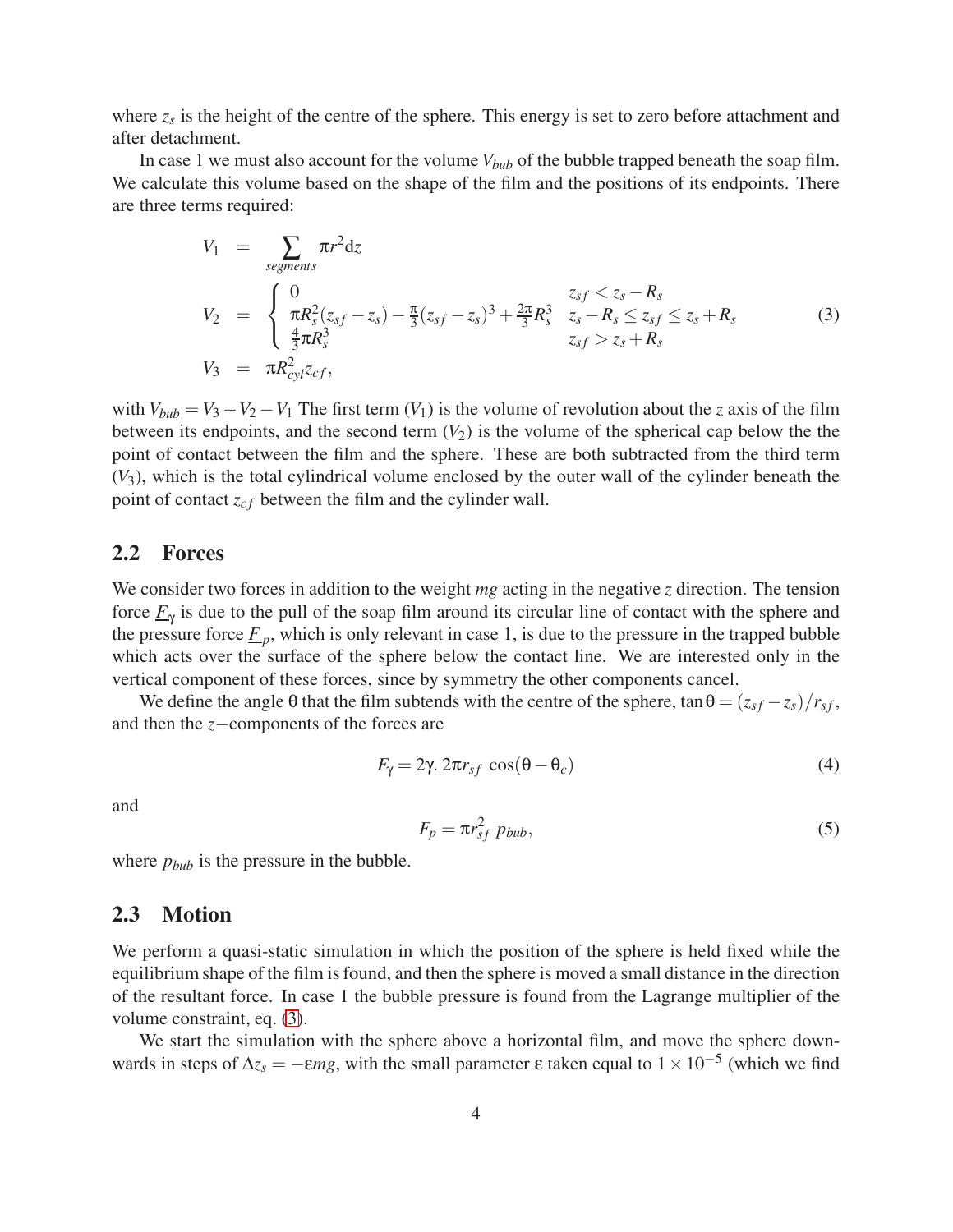where $z_s$ is the height of the centre of the sphere. This energy is set to zero before attachment and after detachment.

In case 1 we must also account for the volume $V_{bub}$ of the bubble trapped beneath the soap film. We calculate this volume based on the shape of the film and the positions of its endpoints. There are three terms required:

$$
\begin{aligned}
V_1 &= \sum_{segments} \pi r^2 \mathrm{d}z \\
V_2 &= \begin{cases} 0 & z_{sf} < z_s - R_s \\ \pi R_s^2 (z_{sf} - z_s) - \frac{\pi}{3}(z_{sf} - z_s)^3 + \frac{2\pi}{3} R_s^3 & z_s - R_s \leq z_{sf} \leq z_s + R_s \\ \frac{4}{3}\pi R_s^3 & z_{sf} > z_s + R_s \end{cases} \\
V_3 &= \pi R_{cyl}^2 z_{cf},
\end{aligned} \tag{3}
$$

with $V_{bub} = V_3 - V_2 - V_1$ The first term ($V_1$) is the volume of revolution about the $z$ axis of the film between its endpoints, and the second term ($V_2$) is the volume of the spherical cap below the the point of contact between the film and the sphere. These are both subtracted from the third term ($V_3$), which is the total cylindrical volume enclosed by the outer wall of the cylinder beneath the point of contact $z_{cf}$ between the film and the cylinder wall.

## 2.2 Forces

We consider two forces in addition to the weight $mg$ acting in the negative $z$ direction. The tension force $\underline{F}_\gamma$ is due to the pull of the soap film around its circular line of contact with the sphere and the pressure force $\underline{F}_p$, which is only relevant in case 1, is due to the pressure in the trapped bubble which acts over the surface of the sphere below the contact line. We are interested only in the vertical component of these forces, since by symmetry the other components cancel.

We define the angle $\theta$ that the film subtends with the centre of the sphere, $\tan\theta = (z_{sf} - z_s)/r_{sf}$, and then the $z-$components of the forces are

$$
F_\gamma = 2\gamma.\, 2\pi r_{sf} \, \cos(\theta - \theta_c) \tag{4}
$$

and

$$
F_p = \pi r_{sf}^2 \, p_{bub}, \tag{5}
$$

where $p_{bub}$ is the pressure in the bubble.

## 2.3 Motion

We perform a quasi-static simulation in which the position of the sphere is held fixed while the equilibrium shape of the film is found, and then the sphere is moved a small distance in the direction of the resultant force. In case 1 the bubble pressure is found from the Lagrange multiplier of the volume constraint, eq. (3).

We start the simulation with the sphere above a horizontal film, and move the sphere downwards in steps of $\Delta z_s = -\varepsilon mg$, with the small parameter $\varepsilon$ taken equal to $1 \times 10^{-5}$ (which we find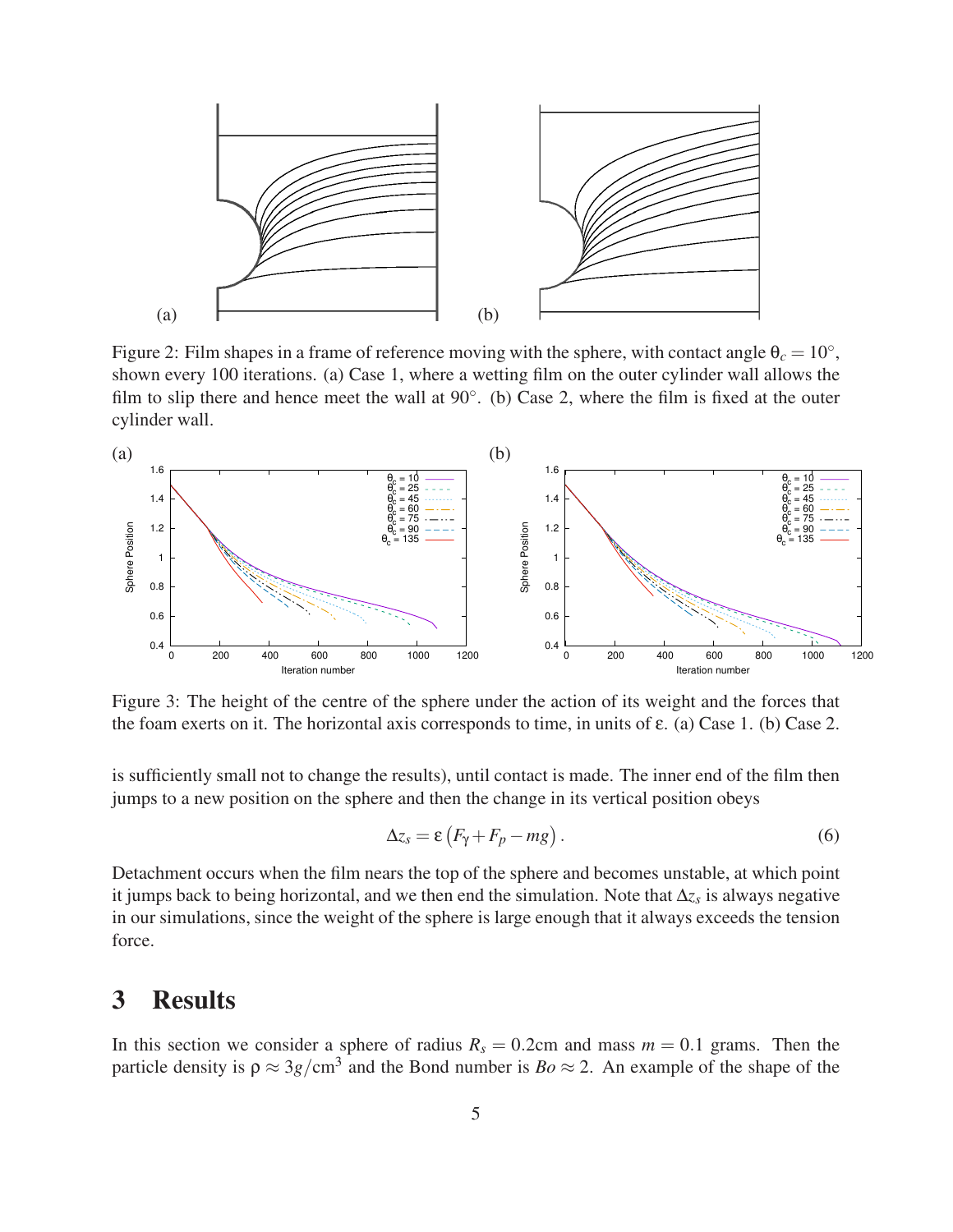Figure 2: Film shapes in a frame of reference moving with the sphere, with contact angle $\theta_c = 10^\circ$, shown every 100 iterations. (a) Case 1, where a wetting film on the outer cylinder wall allows the film to slip there and hence meet the wall at 90°. (b) Case 2, where the film is fixed at the outer cylinder wall.

Figure 3: The height of the centre of the sphere under the action of its weight and the forces that the foam exerts on it. The horizontal axis corresponds to time, in units of $\varepsilon$. (a) Case 1. (b) Case 2.

is sufficiently small not to change the results), until contact is made. The inner end of the film then jumps to a new position on the sphere and then the change in its vertical position obeys

$$\Delta z_s = \varepsilon \left( F_\gamma + F_p - mg \right). \tag{6}$$

Detachment occurs when the film nears the top of the sphere and becomes unstable, at which point it jumps back to being horizontal, and we then end the simulation. Note that $\Delta z_s$ is always negative in our simulations, since the weight of the sphere is large enough that it always exceeds the tension force.

# 3 Results

In this section we consider a sphere of radius $R_s = 0.2$cm and mass $m = 0.1$ grams. Then the particle density is $\rho \approx 3g/\text{cm}^3$ and the Bond number is $Bo \approx 2$. An example of the shape of the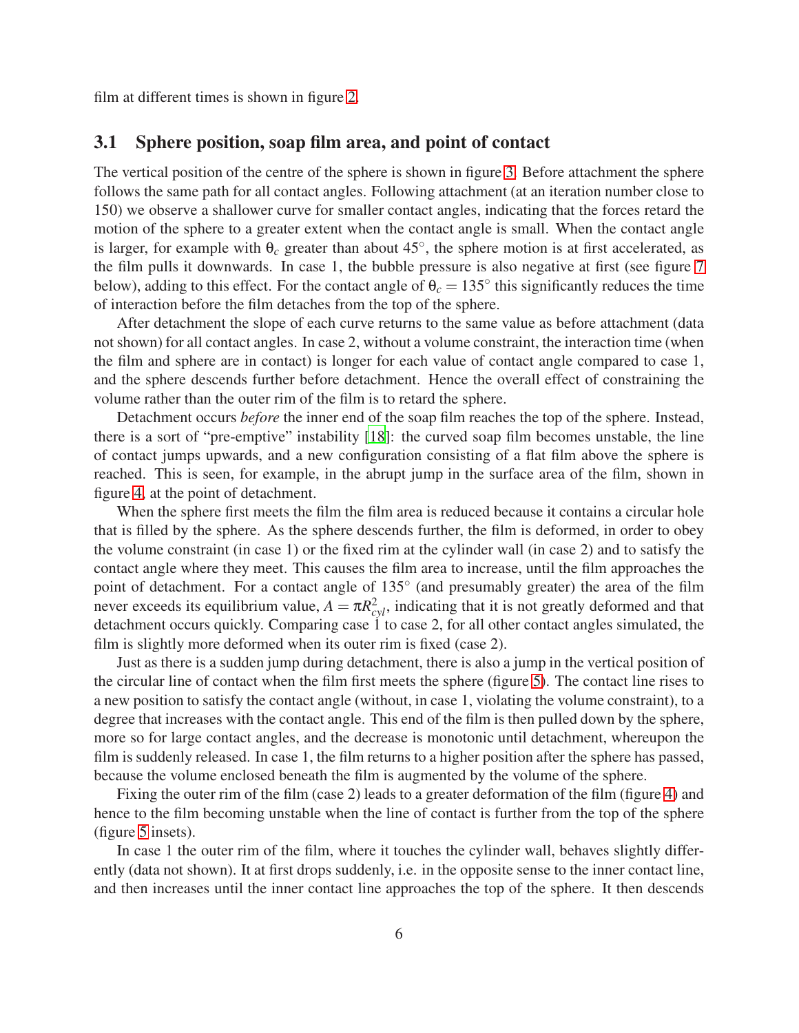film at different times is shown in figure 2.

## 3.1 Sphere position, soap film area, and point of contact

The vertical position of the centre of the sphere is shown in figure 3. Before attachment the sphere follows the same path for all contact angles. Following attachment (at an iteration number close to 150) we observe a shallower curve for smaller contact angles, indicating that the forces retard the motion of the sphere to a greater extent when the contact angle is small. When the contact angle is larger, for example with $\theta_c$ greater than about 45°, the sphere motion is at first accelerated, as the film pulls it downwards. In case 1, the bubble pressure is also negative at first (see figure 7 below), adding to this effect. For the contact angle of $\theta_c = 135°$ this significantly reduces the time of interaction before the film detaches from the top of the sphere.

After detachment the slope of each curve returns to the same value as before attachment (data not shown) for all contact angles. In case 2, without a volume constraint, the interaction time (when the film and sphere are in contact) is longer for each value of contact angle compared to case 1, and the sphere descends further before detachment. Hence the overall effect of constraining the volume rather than the outer rim of the film is to retard the sphere.

Detachment occurs *before* the inner end of the soap film reaches the top of the sphere. Instead, there is a sort of "pre-emptive" instability [18]: the curved soap film becomes unstable, the line of contact jumps upwards, and a new configuration consisting of a flat film above the sphere is reached. This is seen, for example, in the abrupt jump in the surface area of the film, shown in figure 4, at the point of detachment.

When the sphere first meets the film the film area is reduced because it contains a circular hole that is filled by the sphere. As the sphere descends further, the film is deformed, in order to obey the volume constraint (in case 1) or the fixed rim at the cylinder wall (in case 2) and to satisfy the contact angle where they meet. This causes the film area to increase, until the film approaches the point of detachment. For a contact angle of 135° (and presumably greater) the area of the film never exceeds its equilibrium value, $A = \pi R_{cyl}^2$, indicating that it is not greatly deformed and that detachment occurs quickly. Comparing case 1 to case 2, for all other contact angles simulated, the film is slightly more deformed when its outer rim is fixed (case 2).

Just as there is a sudden jump during detachment, there is also a jump in the vertical position of the circular line of contact when the film first meets the sphere (figure 5). The contact line rises to a new position to satisfy the contact angle (without, in case 1, violating the volume constraint), to a degree that increases with the contact angle. This end of the film is then pulled down by the sphere, more so for large contact angles, and the decrease is monotonic until detachment, whereupon the film is suddenly released. In case 1, the film returns to a higher position after the sphere has passed, because the volume enclosed beneath the film is augmented by the volume of the sphere.

Fixing the outer rim of the film (case 2) leads to a greater deformation of the film (figure 4) and hence to the film becoming unstable when the line of contact is further from the top of the sphere (figure 5 insets).

In case 1 the outer rim of the film, where it touches the cylinder wall, behaves slightly differently (data not shown). It at first drops suddenly, i.e. in the opposite sense to the inner contact line, and then increases until the inner contact line approaches the top of the sphere. It then descends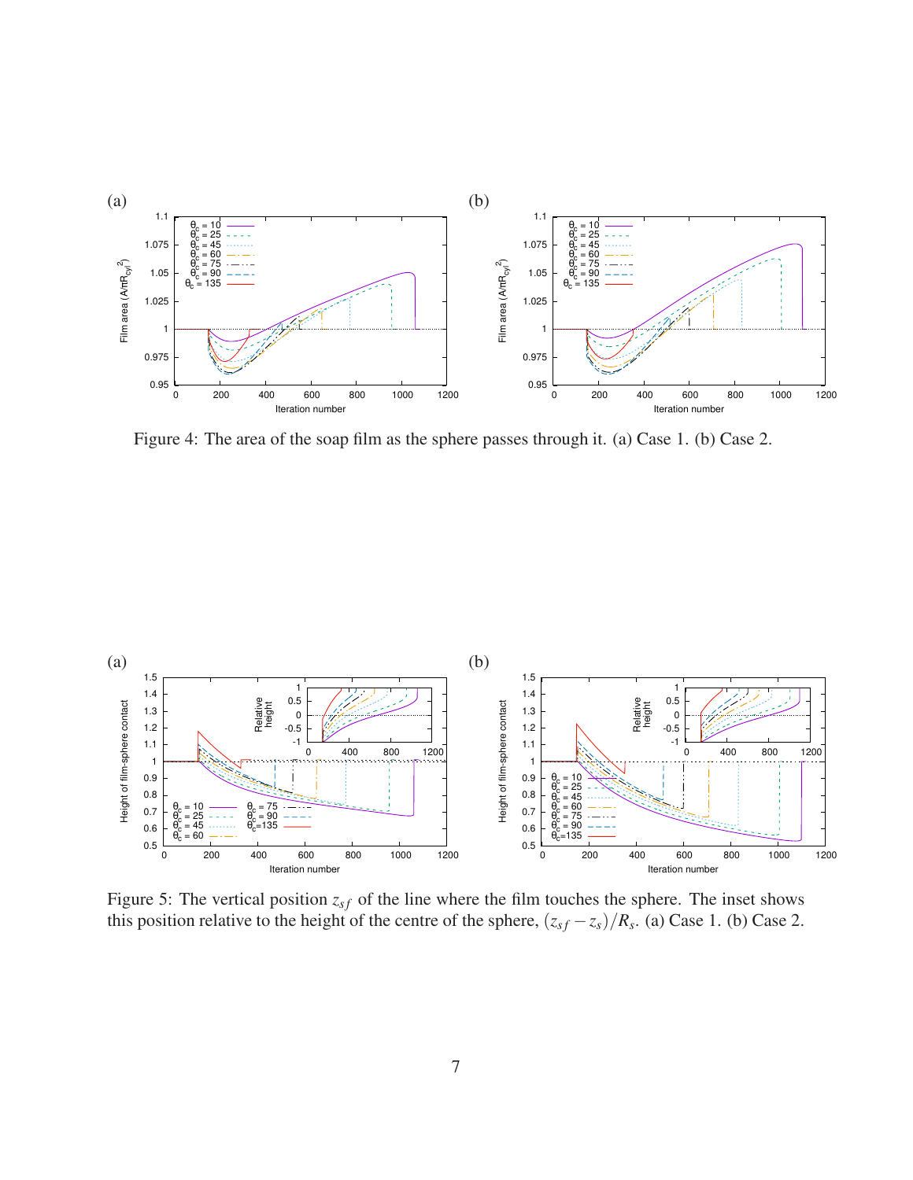Figure 4: The area of the soap film as the sphere passes through it. (a) Case 1. (b) Case 2.

Figure 5: The vertical position $z_{sf}$ of the line where the film touches the sphere. The inset shows this position relative to the height of the centre of the sphere, $(z_{sf} - z_s)/R_s$. (a) Case 1. (b) Case 2.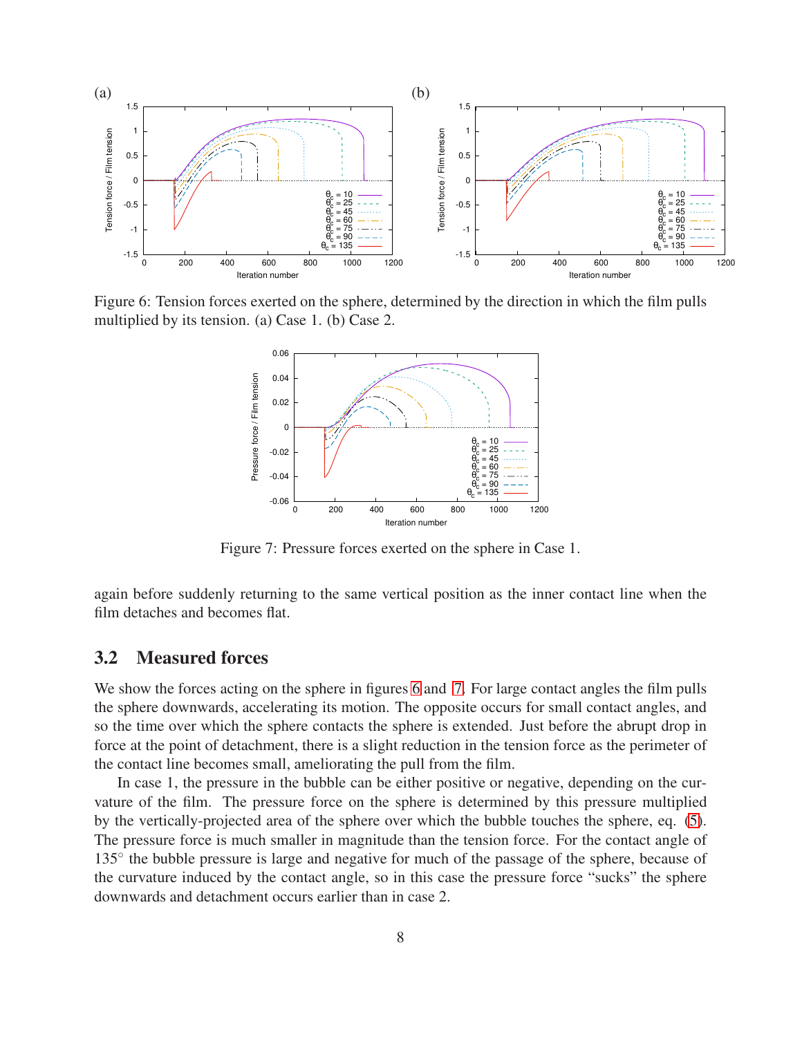Figure 6: Tension forces exerted on the sphere, determined by the direction in which the film pulls multiplied by its tension. (a) Case 1. (b) Case 2.

Figure 7: Pressure forces exerted on the sphere in Case 1.

again before suddenly returning to the same vertical position as the inner contact line when the film detaches and becomes flat.

## 3.2 Measured forces

We show the forces acting on the sphere in figures 6 and 7. For large contact angles the film pulls the sphere downwards, accelerating its motion. The opposite occurs for small contact angles, and so the time over which the sphere contacts the sphere is extended. Just before the abrupt drop in force at the point of detachment, there is a slight reduction in the tension force as the perimeter of the contact line becomes small, ameliorating the pull from the film.

In case 1, the pressure in the bubble can be either positive or negative, depending on the curvature of the film. The pressure force on the sphere is determined by this pressure multiplied by the vertically-projected area of the sphere over which the bubble touches the sphere, eq. (5). The pressure force is much smaller in magnitude than the tension force. For the contact angle of 135° the bubble pressure is large and negative for much of the passage of the sphere, because of the curvature induced by the contact angle, so in this case the pressure force "sucks" the sphere downwards and detachment occurs earlier than in case 2.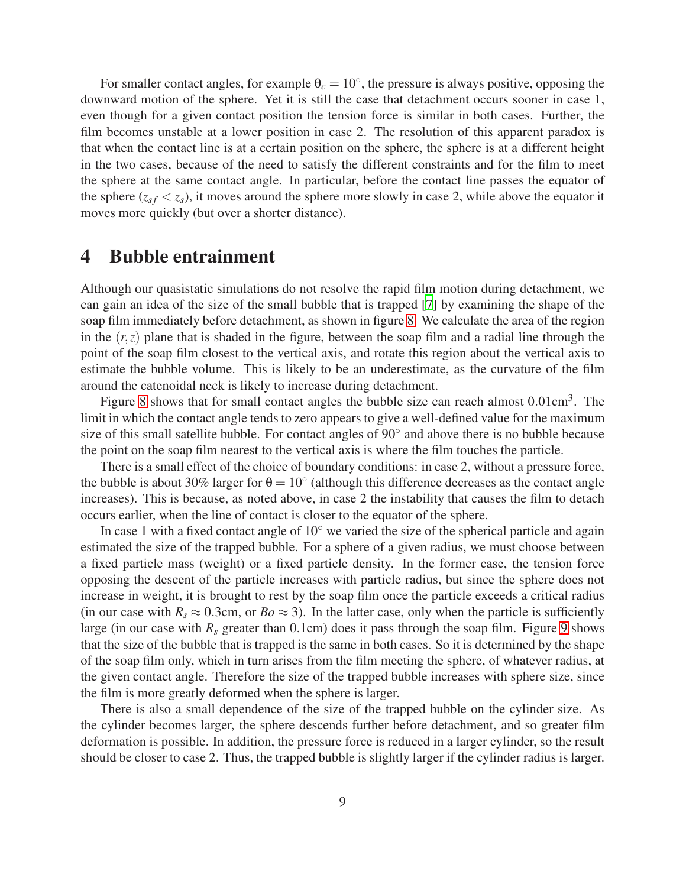For smaller contact angles, for example $\theta_c = 10^\circ$, the pressure is always positive, opposing the downward motion of the sphere. Yet it is still the case that detachment occurs sooner in case 1, even though for a given contact position the tension force is similar in both cases. Further, the film becomes unstable at a lower position in case 2. The resolution of this apparent paradox is that when the contact line is at a certain position on the sphere, the sphere is at a different height in the two cases, because of the need to satisfy the different constraints and for the film to meet the sphere at the same contact angle. In particular, before the contact line passes the equator of the sphere ($z_{sf} < z_s$), it moves around the sphere more slowly in case 2, while above the equator it moves more quickly (but over a shorter distance).

# 4 Bubble entrainment

Although our quasistatic simulations do not resolve the rapid film motion during detachment, we can gain an idea of the size of the small bubble that is trapped [7] by examining the shape of the soap film immediately before detachment, as shown in figure 8. We calculate the area of the region in the $(r,z)$ plane that is shaded in the figure, between the soap film and a radial line through the point of the soap film closest to the vertical axis, and rotate this region about the vertical axis to estimate the bubble volume. This is likely to be an underestimate, as the curvature of the film around the catenoidal neck is likely to increase during detachment.

Figure 8 shows that for small contact angles the bubble size can reach almost $0.01\text{cm}^3$. The limit in which the contact angle tends to zero appears to give a well-defined value for the maximum size of this small satellite bubble. For contact angles of $90^\circ$ and above there is no bubble because the point on the soap film nearest to the vertical axis is where the film touches the particle.

There is a small effect of the choice of boundary conditions: in case 2, without a pressure force, the bubble is about 30% larger for $\theta = 10^\circ$ (although this difference decreases as the contact angle increases). This is because, as noted above, in case 2 the instability that causes the film to detach occurs earlier, when the line of contact is closer to the equator of the sphere.

In case 1 with a fixed contact angle of $10^\circ$ we varied the size of the spherical particle and again estimated the size of the trapped bubble. For a sphere of a given radius, we must choose between a fixed particle mass (weight) or a fixed particle density. In the former case, the tension force opposing the descent of the particle increases with particle radius, but since the sphere does not increase in weight, it is brought to rest by the soap film once the particle exceeds a critical radius (in our case with $R_s \approx 0.3$cm, or $Bo \approx 3$). In the latter case, only when the particle is sufficiently large (in our case with $R_s$ greater than 0.1cm) does it pass through the soap film. Figure 9 shows that the size of the bubble that is trapped is the same in both cases. So it is determined by the shape of the soap film only, which in turn arises from the film meeting the sphere, of whatever radius, at the given contact angle. Therefore the size of the trapped bubble increases with sphere size, since the film is more greatly deformed when the sphere is larger.

There is also a small dependence of the size of the trapped bubble on the cylinder size. As the cylinder becomes larger, the sphere descends further before detachment, and so greater film deformation is possible. In addition, the pressure force is reduced in a larger cylinder, so the result should be closer to case 2. Thus, the trapped bubble is slightly larger if the cylinder radius is larger.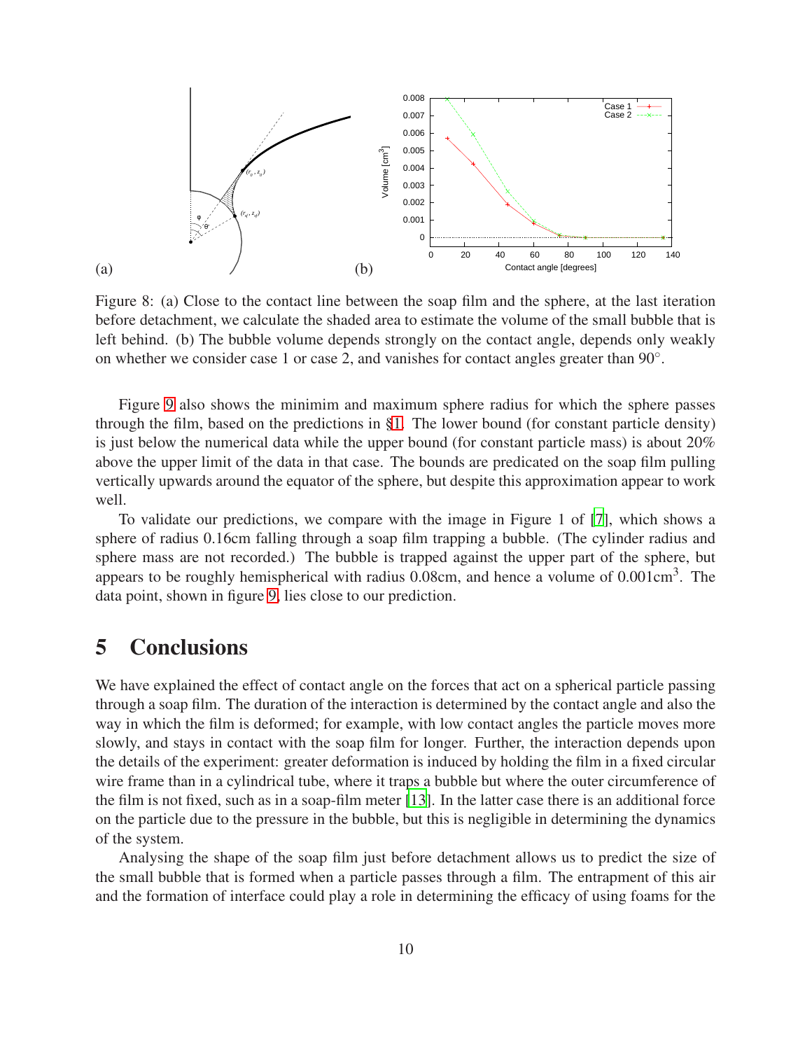Figure 8: (a) Close to the contact line between the soap film and the sphere, at the last iteration before detachment, we calculate the shaded area to estimate the volume of the small bubble that is left behind. (b) The bubble volume depends strongly on the contact angle, depends only weakly on whether we consider case 1 or case 2, and vanishes for contact angles greater than 90°.

Figure 9 also shows the minimim and maximum sphere radius for which the sphere passes through the film, based on the predictions in §1. The lower bound (for constant particle density) is just below the numerical data while the upper bound (for constant particle mass) is about 20% above the upper limit of the data in that case. The bounds are predicated on the soap film pulling vertically upwards around the equator of the sphere, but despite this approximation appear to work well.

To validate our predictions, we compare with the image in Figure 1 of [7], which shows a sphere of radius 0.16cm falling through a soap film trapping a bubble. (The cylinder radius and sphere mass are not recorded.) The bubble is trapped against the upper part of the sphere, but appears to be roughly hemispherical with radius 0.08cm, and hence a volume of 0.001cm$^3$. The data point, shown in figure 9, lies close to our prediction.

# 5 Conclusions

We have explained the effect of contact angle on the forces that act on a spherical particle passing through a soap film. The duration of the interaction is determined by the contact angle and also the way in which the film is deformed; for example, with low contact angles the particle moves more slowly, and stays in contact with the soap film for longer. Further, the interaction depends upon the details of the experiment: greater deformation is induced by holding the film in a fixed circular wire frame than in a cylindrical tube, where it traps a bubble but where the outer circumference of the film is not fixed, such as in a soap-film meter [13]. In the latter case there is an additional force on the particle due to the pressure in the bubble, but this is negligible in determining the dynamics of the system.

Analysing the shape of the soap film just before detachment allows us to predict the size of the small bubble that is formed when a particle passes through a film. The entrapment of this air and the formation of interface could play a role in determining the efficacy of using foams for the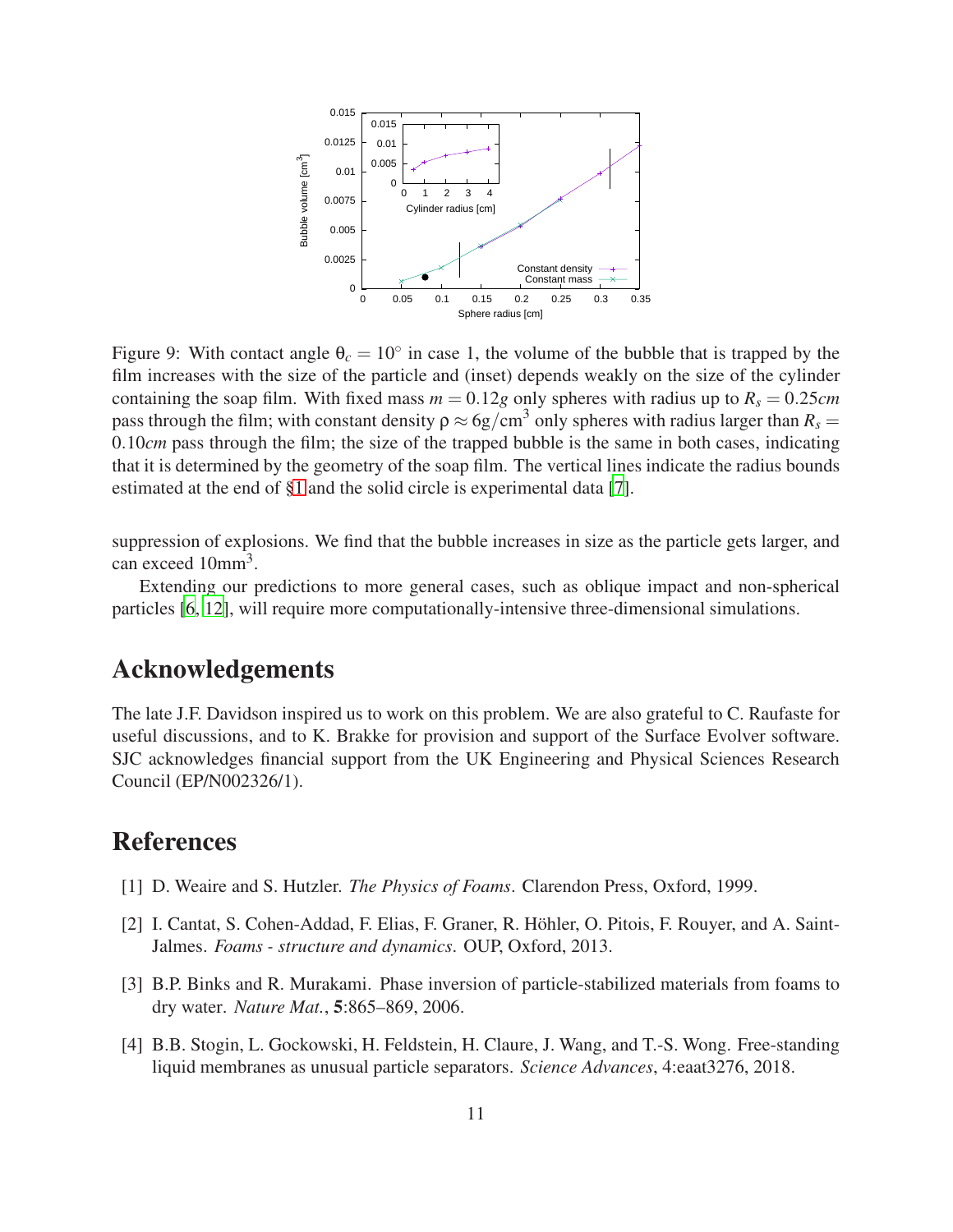Figure 9: With contact angle $\theta_c = 10^\circ$ in case 1, the volume of the bubble that is trapped by the film increases with the size of the particle and (inset) depends weakly on the size of the cylinder containing the soap film. With fixed mass $m = 0.12g$ only spheres with radius up to $R_s = 0.25cm$ pass through the film; with constant density $\rho \approx 6\text{g/cm}^3$ only spheres with radius larger than $R_s = 0.10cm$ pass through the film; the size of the trapped bubble is the same in both cases, indicating that it is determined by the geometry of the soap film. The vertical lines indicate the radius bounds estimated at the end of §1 and the solid circle is experimental data [7].

suppression of explosions. We find that the bubble increases in size as the particle gets larger, and can exceed $10\text{mm}^3$.

Extending our predictions to more general cases, such as oblique impact and non-spherical particles [6, 12], will require more computationally-intensive three-dimensional simulations.

## Acknowledgements

The late J.F. Davidson inspired us to work on this problem. We are also grateful to C. Raufaste for useful discussions, and to K. Brakke for provision and support of the Surface Evolver software. SJC acknowledges financial support from the UK Engineering and Physical Sciences Research Council (EP/N002326/1).

## References

[1] D. Weaire and S. Hutzler. *The Physics of Foams*. Clarendon Press, Oxford, 1999.

[2] I. Cantat, S. Cohen-Addad, F. Elias, F. Graner, R. Höhler, O. Pitois, F. Rouyer, and A. Saint-Jalmes. *Foams - structure and dynamics*. OUP, Oxford, 2013.

[3] B.P. Binks and R. Murakami. Phase inversion of particle-stabilized materials from foams to dry water. *Nature Mat.*, **5**:865–869, 2006.

[4] B.B. Stogin, L. Gockowski, H. Feldstein, H. Claure, J. Wang, and T.-S. Wong. Free-standing liquid membranes as unusual particle separators. *Science Advances*, 4:eaat3276, 2018.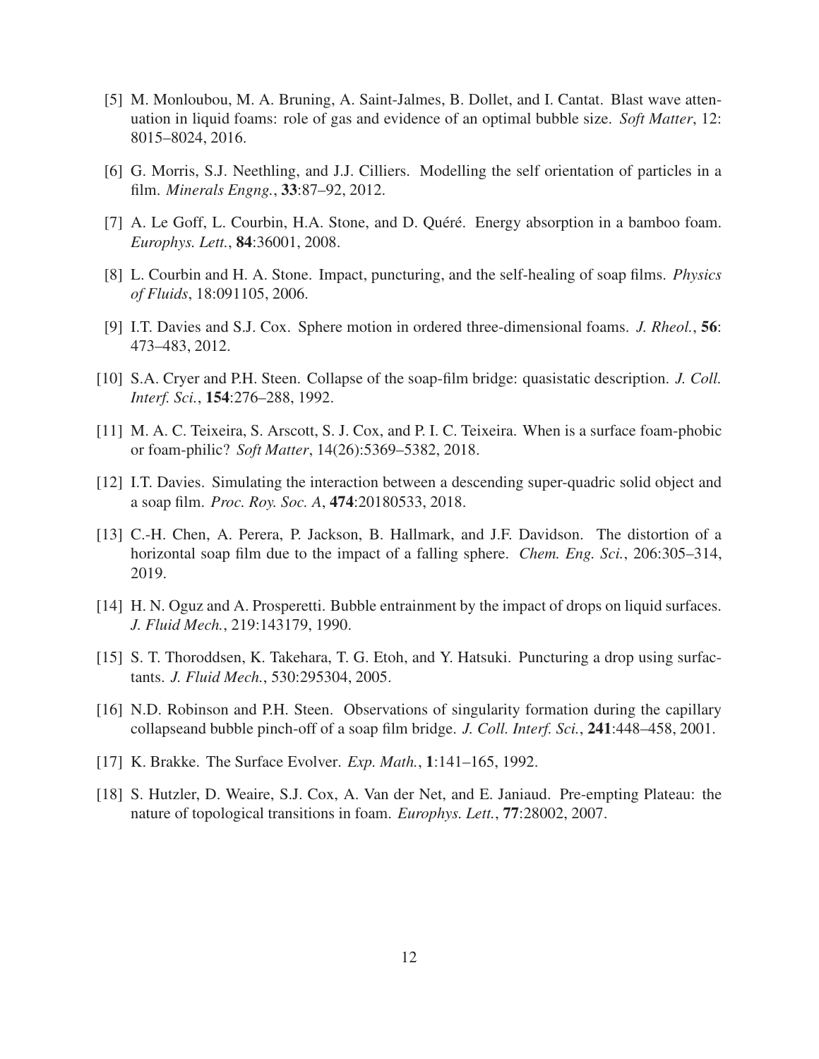[5] M. Monloubou, M. A. Bruning, A. Saint-Jalmes, B. Dollet, and I. Cantat. Blast wave attenuation in liquid foams: role of gas and evidence of an optimal bubble size. *Soft Matter*, 12: 8015–8024, 2016.

[6] G. Morris, S.J. Neethling, and J.J. Cilliers. Modelling the self orientation of particles in a film. *Minerals Engng.*, **33**:87–92, 2012.

[7] A. Le Goff, L. Courbin, H.A. Stone, and D. Quéré. Energy absorption in a bamboo foam. *Europhys. Lett.*, **84**:36001, 2008.

[8] L. Courbin and H. A. Stone. Impact, puncturing, and the self-healing of soap films. *Physics of Fluids*, 18:091105, 2006.

[9] I.T. Davies and S.J. Cox. Sphere motion in ordered three-dimensional foams. *J. Rheol.*, **56**: 473–483, 2012.

[10] S.A. Cryer and P.H. Steen. Collapse of the soap-film bridge: quasistatic description. *J. Coll. Interf. Sci.*, **154**:276–288, 1992.

[11] M. A. C. Teixeira, S. Arscott, S. J. Cox, and P. I. C. Teixeira. When is a surface foam-phobic or foam-philic? *Soft Matter*, 14(26):5369–5382, 2018.

[12] I.T. Davies. Simulating the interaction between a descending super-quadric solid object and a soap film. *Proc. Roy. Soc. A*, **474**:20180533, 2018.

[13] C.-H. Chen, A. Perera, P. Jackson, B. Hallmark, and J.F. Davidson. The distortion of a horizontal soap film due to the impact of a falling sphere. *Chem. Eng. Sci.*, 206:305–314, 2019.

[14] H. N. Oguz and A. Prosperetti. Bubble entrainment by the impact of drops on liquid surfaces. *J. Fluid Mech.*, 219:143179, 1990.

[15] S. T. Thoroddsen, K. Takehara, T. G. Etoh, and Y. Hatsuki. Puncturing a drop using surfactants. *J. Fluid Mech.*, 530:295304, 2005.

[16] N.D. Robinson and P.H. Steen. Observations of singularity formation during the capillary collapseand bubble pinch-off of a soap film bridge. *J. Coll. Interf. Sci.*, **241**:448–458, 2001.

[17] K. Brakke. The Surface Evolver. *Exp. Math.*, **1**:141–165, 1992.

[18] S. Hutzler, D. Weaire, S.J. Cox, A. Van der Net, and E. Janiaud. Pre-empting Plateau: the nature of topological transitions in foam. *Europhys. Lett.*, **77**:28002, 2007.